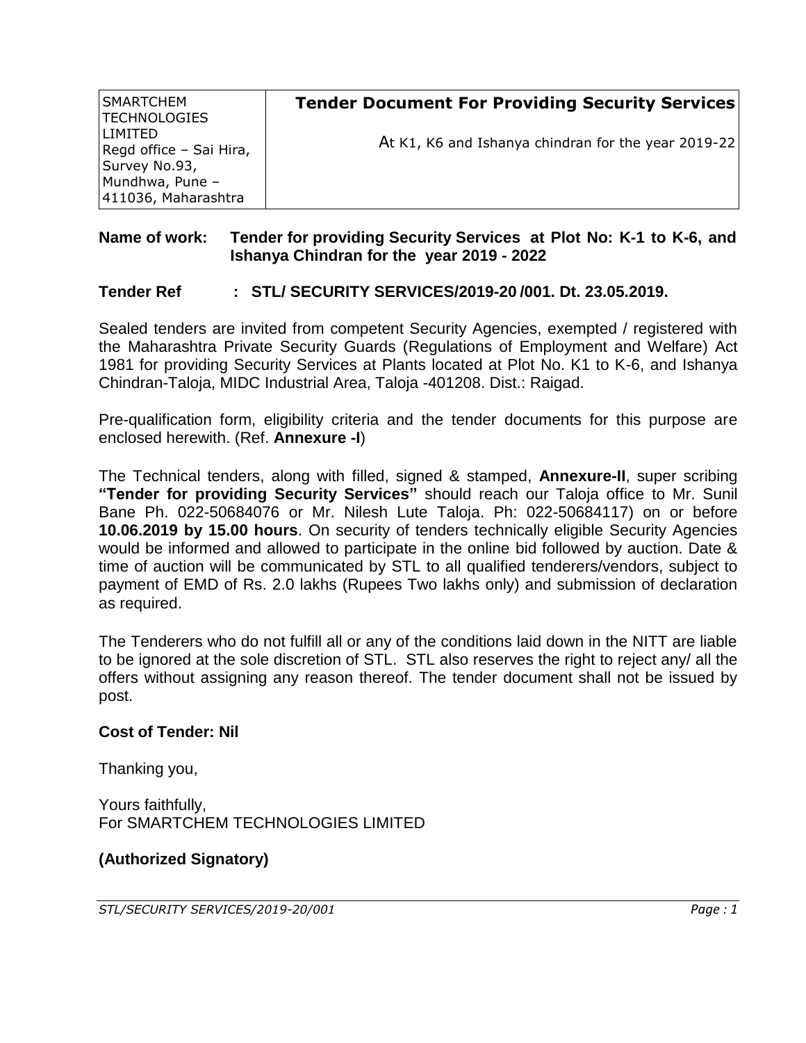| SMARTCHEM TECHNOLOGIES LIMITED Regd office – Sai Hira, Survey No.93, Mundhwa, Pune – 411036, Maharashtra | **Tender Document For Providing Security Services** At K1, K6 and Ishanya chindran for the year 2019-22 |
|---|---|

**Name of work: Tender for providing Security Services at Plot No: K-1 to K-6, and Ishanya Chindran for the year 2019 - 2022**

**Tender Ref : STL/ SECURITY SERVICES/2019-20 /001. Dt. 23.05.2019.**

Sealed tenders are invited from competent Security Agencies, exempted / registered with the Maharashtra Private Security Guards (Regulations of Employment and Welfare) Act 1981 for providing Security Services at Plants located at Plot No. K1 to K-6, and Ishanya Chindran-Taloja, MIDC Industrial Area, Taloja -401208. Dist.: Raigad.

Pre-qualification form, eligibility criteria and the tender documents for this purpose are enclosed herewith. (Ref. **Annexure -I**)

The Technical tenders, along with filled, signed & stamped, **Annexure-II**, super scribing **"Tender for providing Security Services"** should reach our Taloja office to Mr. Sunil Bane Ph. 022-50684076 or Mr. Nilesh Lute Taloja. Ph: 022-50684117) on or before **10.06.2019 by 15.00 hours**. On security of tenders technically eligible Security Agencies would be informed and allowed to participate in the online bid followed by auction. Date & time of auction will be communicated by STL to all qualified tenderers/vendors, subject to payment of EMD of Rs. 2.0 lakhs (Rupees Two lakhs only) and submission of declaration as required.

The Tenderers who do not fulfill all or any of the conditions laid down in the NITT are liable to be ignored at the sole discretion of STL. STL also reserves the right to reject any/ all the offers without assigning any reason thereof. The tender document shall not be issued by post.

**Cost of Tender: Nil**

Thanking you,

Yours faithfully,
For SMARTCHEM TECHNOLOGIES LIMITED

**(Authorized Signatory)**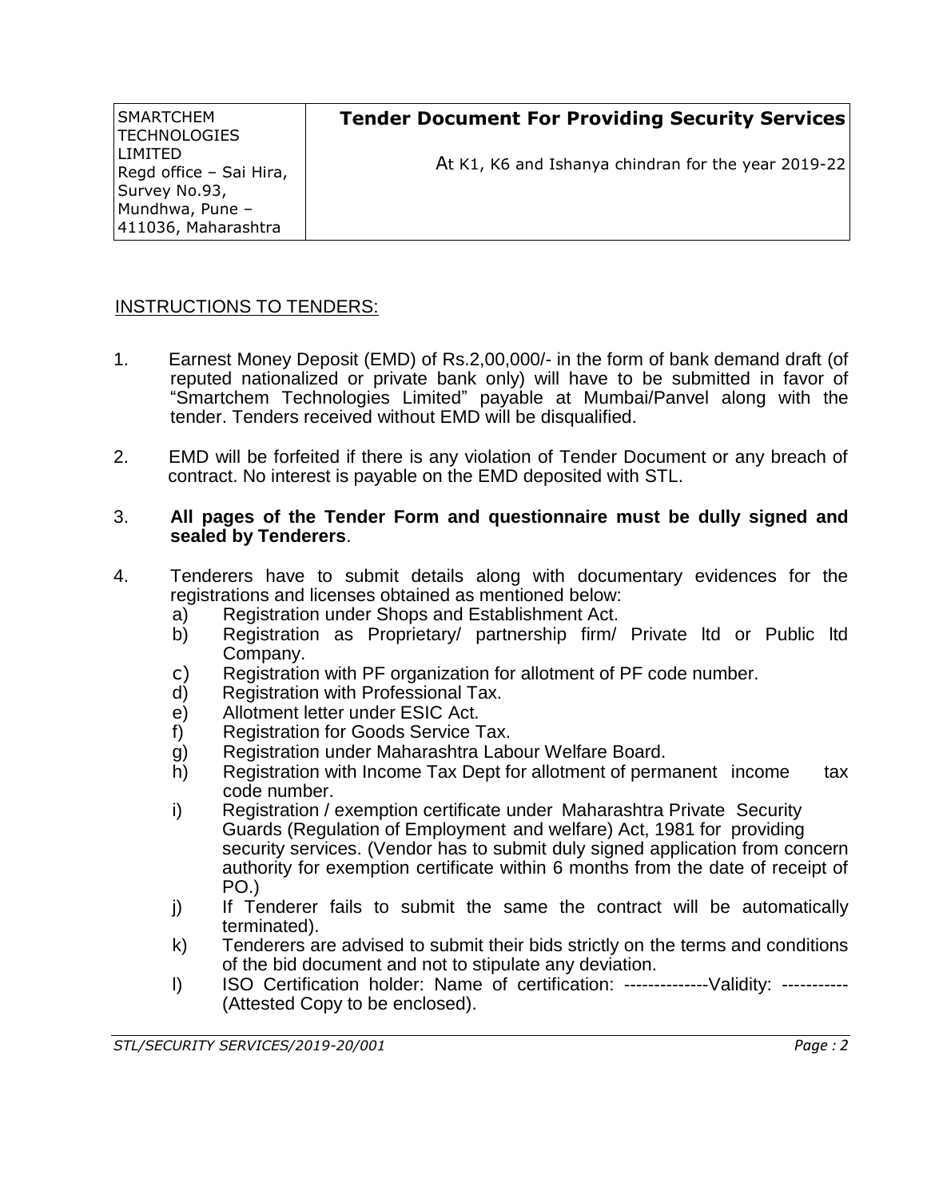| SMARTCHEM TECHNOLOGIES LIMITED Regd office – Sai Hira, Survey No.93, Mundhwa, Pune – 411036, Maharashtra | **Tender Document For Providing Security Services** At K1, K6 and Ishanya chindran for the year 2019-22 |
|---|---|

## INSTRUCTIONS TO TENDERS:

1. Earnest Money Deposit (EMD) of Rs.2,00,000/- in the form of bank demand draft (of reputed nationalized or private bank only) will have to be submitted in favor of "Smartchem Technologies Limited" payable at Mumbai/Panvel along with the tender. Tenders received without EMD will be disqualified.

2. EMD will be forfeited if there is any violation of Tender Document or any breach of contract. No interest is payable on the EMD deposited with STL.

3. **All pages of the Tender Form and questionnaire must be dully signed and sealed by Tenderers**.

4. Tenderers have to submit details along with documentary evidences for the registrations and licenses obtained as mentioned below:
   a) Registration under Shops and Establishment Act.
   b) Registration as Proprietary/ partnership firm/ Private ltd or Public ltd Company.
   c) Registration with PF organization for allotment of PF code number.
   d) Registration with Professional Tax.
   e) Allotment letter under ESIC Act.
   f) Registration for Goods Service Tax.
   g) Registration under Maharashtra Labour Welfare Board.
   h) Registration with Income Tax Dept for allotment of permanent income tax code number.
   i) Registration / exemption certificate under Maharashtra Private Security Guards (Regulation of Employment and welfare) Act, 1981 for providing security services. (Vendor has to submit duly signed application from concern authority for exemption certificate within 6 months from the date of receipt of PO.)
   j) If Tenderer fails to submit the same the contract will be automatically terminated).
   k) Tenderers are advised to submit their bids strictly on the terms and conditions of the bid document and not to stipulate any deviation.
   l) ISO Certification holder: Name of certification: --------------Validity: ----------- (Attested Copy to be enclosed).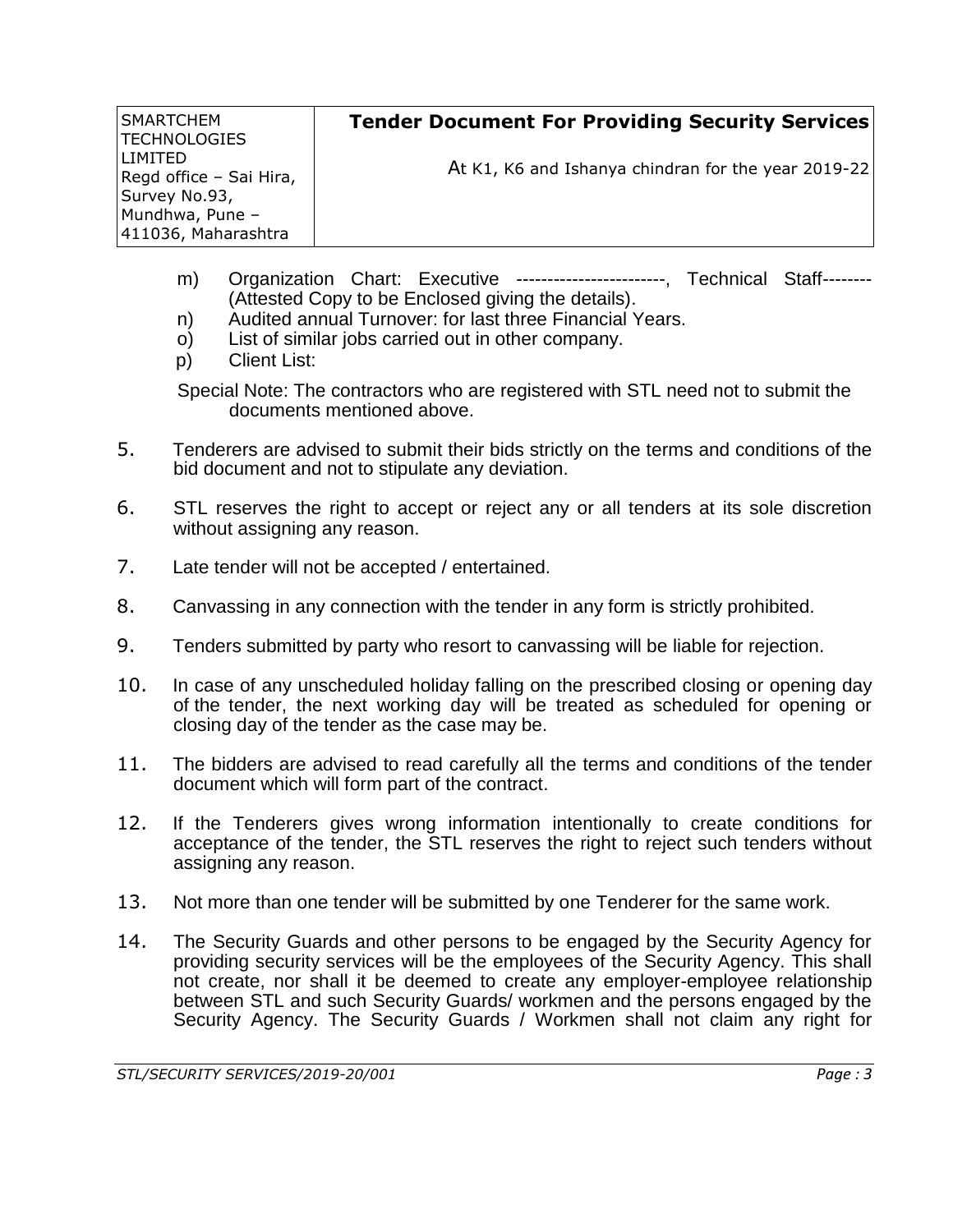m) Organization Chart: Executive ------------------------, Technical Staff-------- (Attested Copy to be Enclosed giving the details).

n) Audited annual Turnover: for last three Financial Years.

o) List of similar jobs carried out in other company.

p) Client List:

Special Note: The contractors who are registered with STL need not to submit the documents mentioned above.

5. Tenderers are advised to submit their bids strictly on the terms and conditions of the bid document and not to stipulate any deviation.

6. STL reserves the right to accept or reject any or all tenders at its sole discretion without assigning any reason.

7. Late tender will not be accepted / entertained.

8. Canvassing in any connection with the tender in any form is strictly prohibited.

9. Tenders submitted by party who resort to canvassing will be liable for rejection.

10. In case of any unscheduled holiday falling on the prescribed closing or opening day of the tender, the next working day will be treated as scheduled for opening or closing day of the tender as the case may be.

11. The bidders are advised to read carefully all the terms and conditions of the tender document which will form part of the contract.

12. If the Tenderers gives wrong information intentionally to create conditions for acceptance of the tender, the STL reserves the right to reject such tenders without assigning any reason.

13. Not more than one tender will be submitted by one Tenderer for the same work.

14. The Security Guards and other persons to be engaged by the Security Agency for providing security services will be the employees of the Security Agency. This shall not create, nor shall it be deemed to create any employer-employee relationship between STL and such Security Guards/ workmen and the persons engaged by the Security Agency. The Security Guards / Workmen shall not claim any right for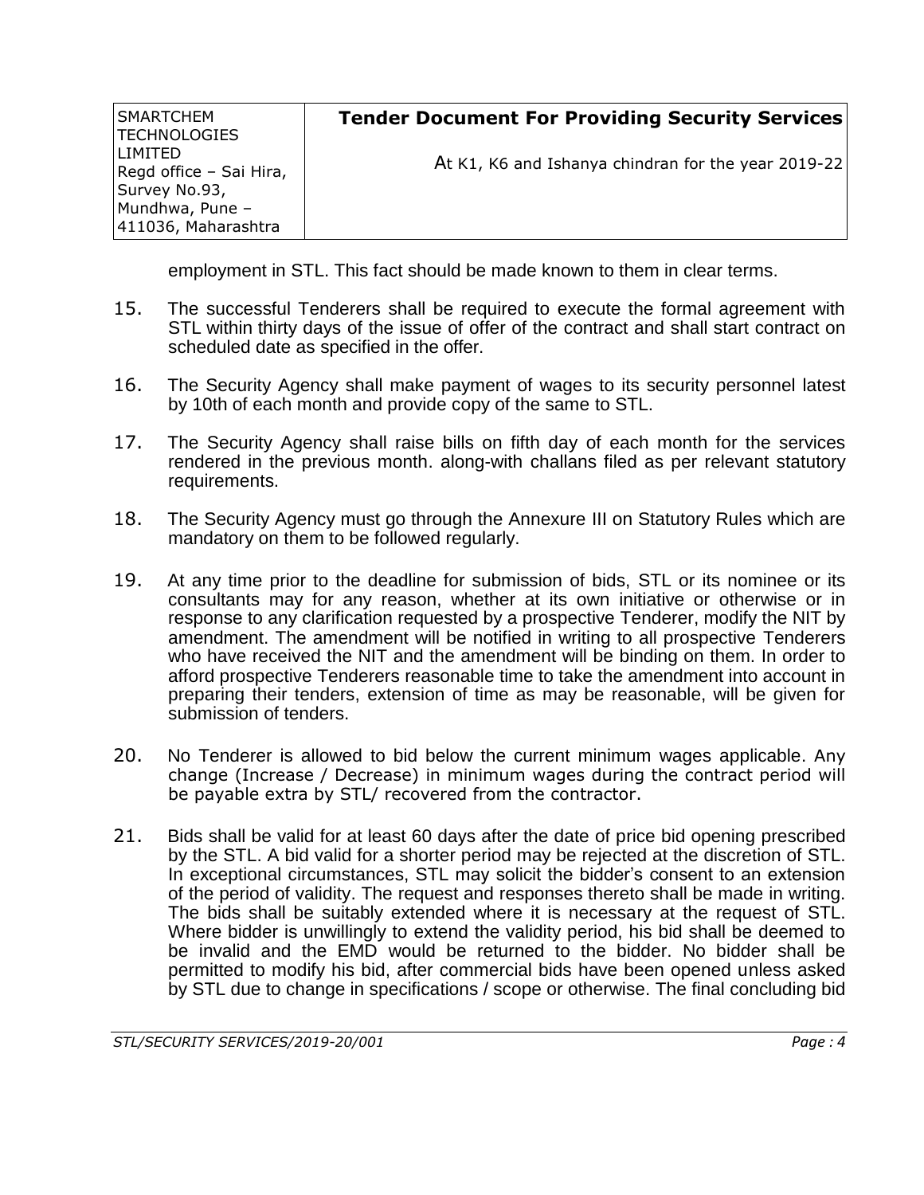employment in STL. This fact should be made known to them in clear terms.

15. The successful Tenderers shall be required to execute the formal agreement with STL within thirty days of the issue of offer of the contract and shall start contract on scheduled date as specified in the offer.

16. The Security Agency shall make payment of wages to its security personnel latest by 10th of each month and provide copy of the same to STL.

17. The Security Agency shall raise bills on fifth day of each month for the services rendered in the previous month. along-with challans filed as per relevant statutory requirements.

18. The Security Agency must go through the Annexure III on Statutory Rules which are mandatory on them to be followed regularly.

19. At any time prior to the deadline for submission of bids, STL or its nominee or its consultants may for any reason, whether at its own initiative or otherwise or in response to any clarification requested by a prospective Tenderer, modify the NIT by amendment. The amendment will be notified in writing to all prospective Tenderers who have received the NIT and the amendment will be binding on them. In order to afford prospective Tenderers reasonable time to take the amendment into account in preparing their tenders, extension of time as may be reasonable, will be given for submission of tenders.

20. No Tenderer is allowed to bid below the current minimum wages applicable. Any change (Increase / Decrease) in minimum wages during the contract period will be payable extra by STL/ recovered from the contractor.

21. Bids shall be valid for at least 60 days after the date of price bid opening prescribed by the STL. A bid valid for a shorter period may be rejected at the discretion of STL. In exceptional circumstances, STL may solicit the bidder's consent to an extension of the period of validity. The request and responses thereto shall be made in writing. The bids shall be suitably extended where it is necessary at the request of STL. Where bidder is unwillingly to extend the validity period, his bid shall be deemed to be invalid and the EMD would be returned to the bidder. No bidder shall be permitted to modify his bid, after commercial bids have been opened unless asked by STL due to change in specifications / scope or otherwise. The final concluding bid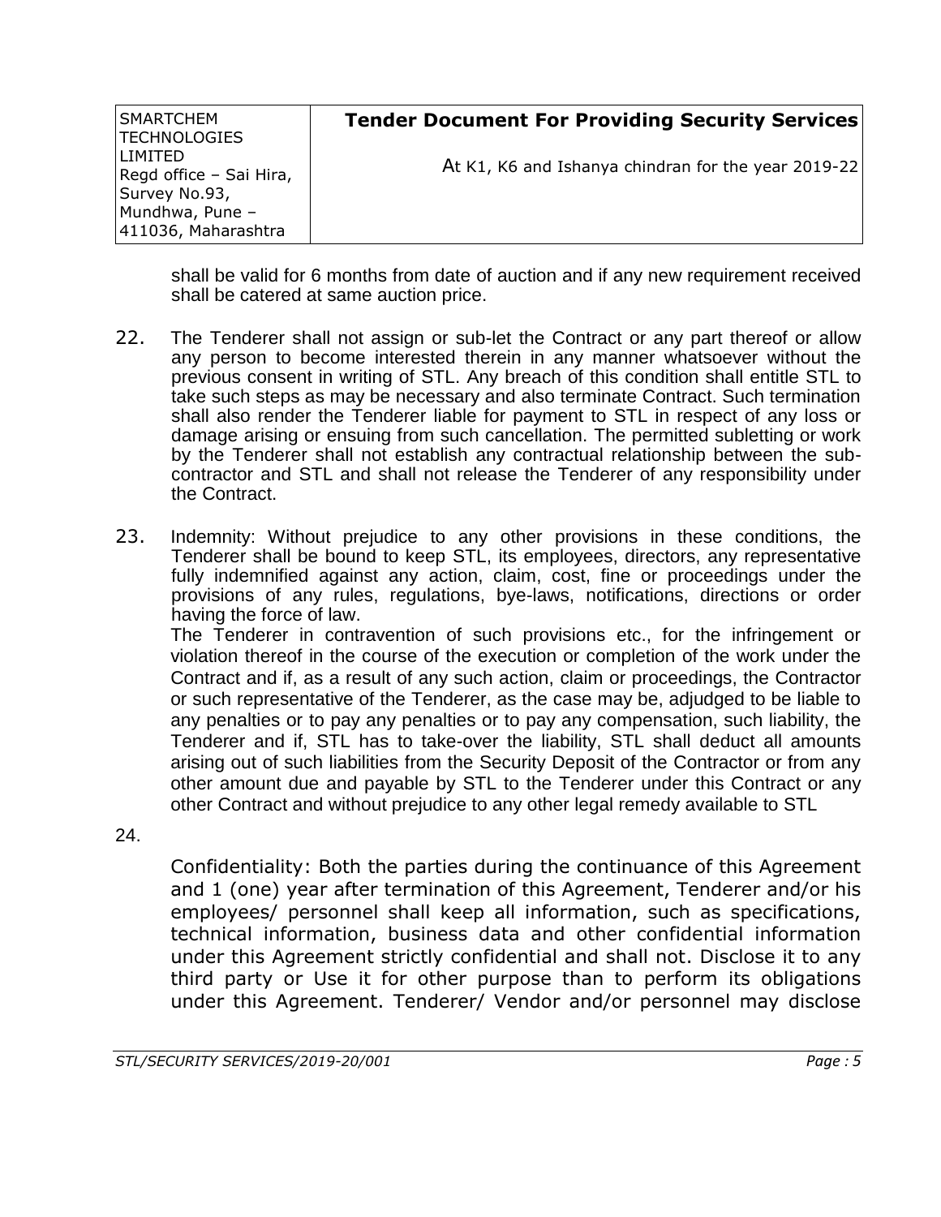shall be valid for 6 months from date of auction and if any new requirement received shall be catered at same auction price.

22. The Tenderer shall not assign or sub-let the Contract or any part thereof or allow any person to become interested therein in any manner whatsoever without the previous consent in writing of STL. Any breach of this condition shall entitle STL to take such steps as may be necessary and also terminate Contract. Such termination shall also render the Tenderer liable for payment to STL in respect of any loss or damage arising or ensuing from such cancellation. The permitted subletting or work by the Tenderer shall not establish any contractual relationship between the sub-contractor and STL and shall not release the Tenderer of any responsibility under the Contract.

23. Indemnity: Without prejudice to any other provisions in these conditions, the Tenderer shall be bound to keep STL, its employees, directors, any representative fully indemnified against any action, claim, cost, fine or proceedings under the provisions of any rules, regulations, bye-laws, notifications, directions or order having the force of law.
The Tenderer in contravention of such provisions etc., for the infringement or violation thereof in the course of the execution or completion of the work under the Contract and if, as a result of any such action, claim or proceedings, the Contractor or such representative of the Tenderer, as the case may be, adjudged to be liable to any penalties or to pay any penalties or to pay any compensation, such liability, the Tenderer and if, STL has to take-over the liability, STL shall deduct all amounts arising out of such liabilities from the Security Deposit of the Contractor or from any other amount due and payable by STL to the Tenderer under this Contract or any other Contract and without prejudice to any other legal remedy available to STL

24. Confidentiality: Both the parties during the continuance of this Agreement and 1 (one) year after termination of this Agreement, Tenderer and/or his employees/ personnel shall keep all information, such as specifications, technical information, business data and other confidential information under this Agreement strictly confidential and shall not. Disclose it to any third party or Use it for other purpose than to perform its obligations under this Agreement. Tenderer/ Vendor and/or personnel may disclose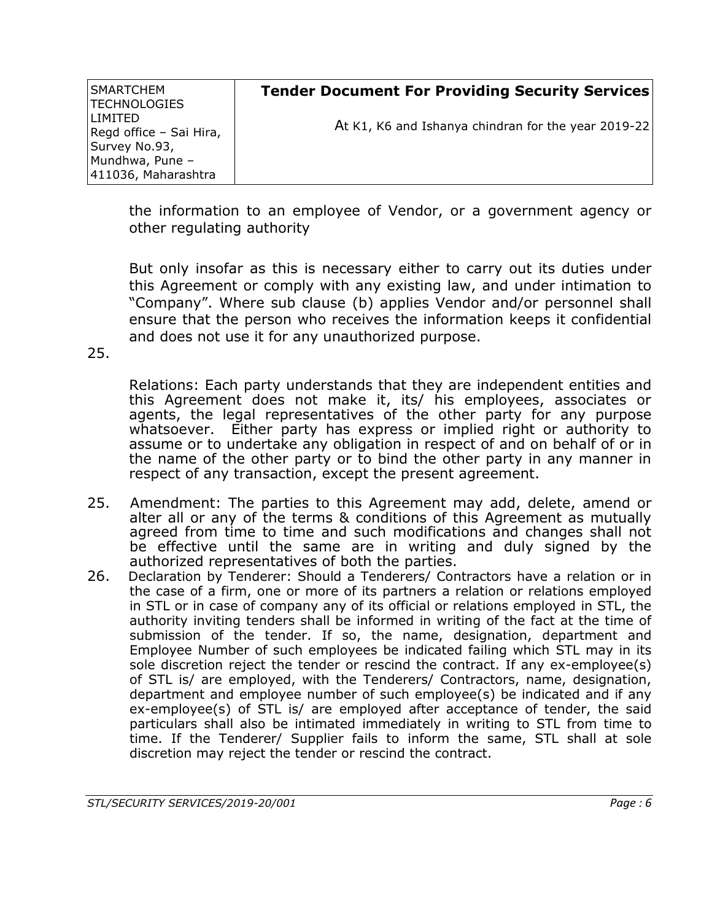the information to an employee of Vendor, or a government agency or other regulating authority

But only insofar as this is necessary either to carry out its duties under this Agreement or comply with any existing law, and under intimation to "Company". Where sub clause (b) applies Vendor and/or personnel shall ensure that the person who receives the information keeps it confidential and does not use it for any unauthorized purpose.

25.

Relations: Each party understands that they are independent entities and this Agreement does not make it, its/ his employees, associates or agents, the legal representatives of the other party for any purpose whatsoever. Either party has express or implied right or authority to assume or to undertake any obligation in respect of and on behalf of or in the name of the other party or to bind the other party in any manner in respect of any transaction, except the present agreement.

25. Amendment: The parties to this Agreement may add, delete, amend or alter all or any of the terms & conditions of this Agreement as mutually agreed from time to time and such modifications and changes shall not be effective until the same are in writing and duly signed by the authorized representatives of both the parties.

26. Declaration by Tenderer: Should a Tenderers/ Contractors have a relation or in the case of a firm, one or more of its partners a relation or relations employed in STL or in case of company any of its official or relations employed in STL, the authority inviting tenders shall be informed in writing of the fact at the time of submission of the tender. If so, the name, designation, department and Employee Number of such employees be indicated failing which STL may in its sole discretion reject the tender or rescind the contract. If any ex-employee(s) of STL is/ are employed, with the Tenderers/ Contractors, name, designation, department and employee number of such employee(s) be indicated and if any ex-employee(s) of STL is/ are employed after acceptance of tender, the said particulars shall also be intimated immediately in writing to STL from time to time. If the Tenderer/ Supplier fails to inform the same, STL shall at sole discretion may reject the tender or rescind the contract.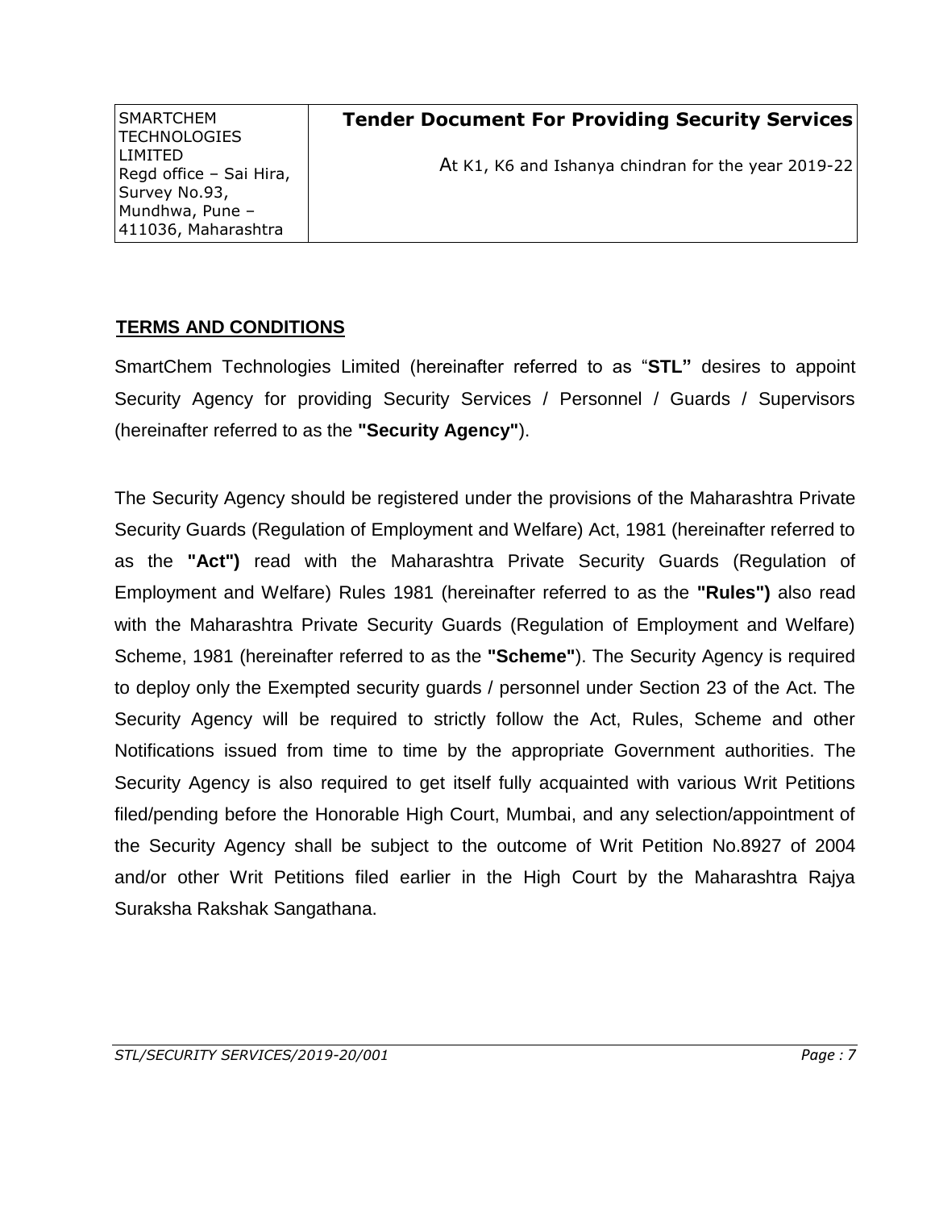## TERMS AND CONDITIONS

SmartChem Technologies Limited (hereinafter referred to as "**STL"** desires to appoint Security Agency for providing Security Services / Personnel / Guards / Supervisors (hereinafter referred to as the **"Security Agency"**).

The Security Agency should be registered under the provisions of the Maharashtra Private Security Guards (Regulation of Employment and Welfare) Act, 1981 (hereinafter referred to as the **"Act")** read with the Maharashtra Private Security Guards (Regulation of Employment and Welfare) Rules 1981 (hereinafter referred to as the **"Rules")** also read with the Maharashtra Private Security Guards (Regulation of Employment and Welfare) Scheme, 1981 (hereinafter referred to as the **"Scheme"**). The Security Agency is required to deploy only the Exempted security guards / personnel under Section 23 of the Act. The Security Agency will be required to strictly follow the Act, Rules, Scheme and other Notifications issued from time to time by the appropriate Government authorities. The Security Agency is also required to get itself fully acquainted with various Writ Petitions filed/pending before the Honorable High Court, Mumbai, and any selection/appointment of the Security Agency shall be subject to the outcome of Writ Petition No.8927 of 2004 and/or other Writ Petitions filed earlier in the High Court by the Maharashtra Rajya Suraksha Rakshak Sangathana.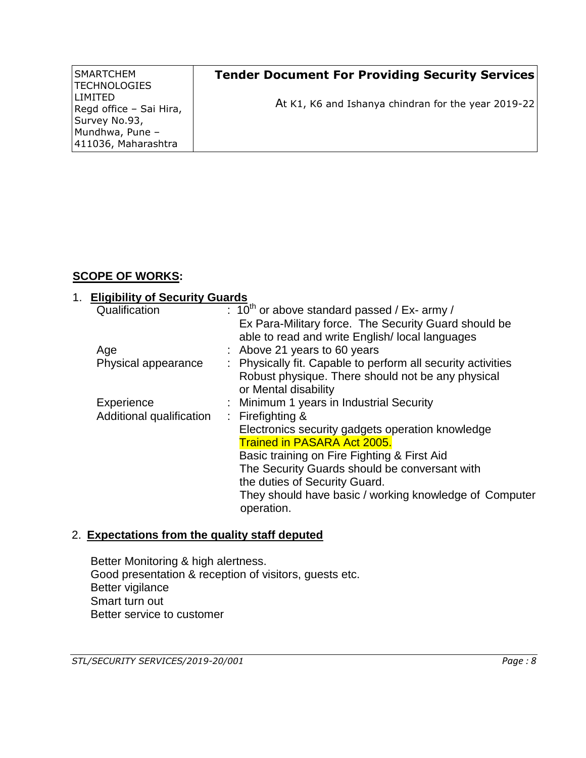## SCOPE OF WORKS:

### 1. Eligibility of Security Guards

| | | |
|---|---|---|
| Qualification | : | $10^{th}$ or above standard passed / Ex- army / Ex Para-Military force. The Security Guard should be able to read and write English/ local languages |
| Age | : | Above 21 years to 60 years |
| Physical appearance | : | Physically fit. Capable to perform all security activities Robust physique. There should not be any physical or Mental disability |
| Experience | : | Minimum 1 years in Industrial Security |
| Additional qualification | : | Firefighting & Electronics security gadgets operation knowledge Trained in PASARA Act 2005. Basic training on Fire Fighting & First Aid The Security Guards should be conversant with the duties of Security Guard. They should have basic / working knowledge of Computer operation. |

### 2. Expectations from the quality staff deputed

Better Monitoring & high alertness.
Good presentation & reception of visitors, guests etc.
Better vigilance
Smart turn out
Better service to customer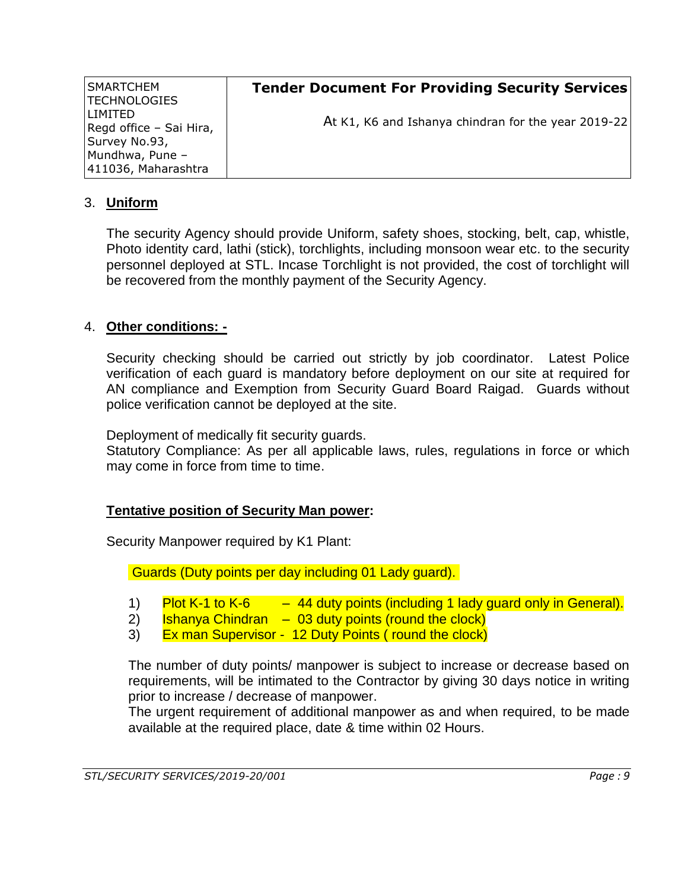3. **Uniform**

The security Agency should provide Uniform, safety shoes, stocking, belt, cap, whistle, Photo identity card, lathi (stick), torchlights, including monsoon wear etc. to the security personnel deployed at STL. Incase Torchlight is not provided, the cost of torchlight will be recovered from the monthly payment of the Security Agency.

4. **Other conditions: -**

Security checking should be carried out strictly by job coordinator. Latest Police verification of each guard is mandatory before deployment on our site at required for AN compliance and Exemption from Security Guard Board Raigad. Guards without police verification cannot be deployed at the site.

Deployment of medically fit security guards.
Statutory Compliance: As per all applicable laws, rules, regulations in force or which may come in force from time to time.

**Tentative position of Security Man power:**

Security Manpower required by K1 Plant:

Guards (Duty points per day including 01 Lady guard).

1) Plot K-1 to K-6 – 44 duty points (including 1 lady guard only in General).
2) Ishanya Chindran – 03 duty points (round the clock)
3) Ex man Supervisor - 12 Duty Points ( round the clock)

The number of duty points/ manpower is subject to increase or decrease based on requirements, will be intimated to the Contractor by giving 30 days notice in writing prior to increase / decrease of manpower.
The urgent requirement of additional manpower as and when required, to be made available at the required place, date & time within 02 Hours.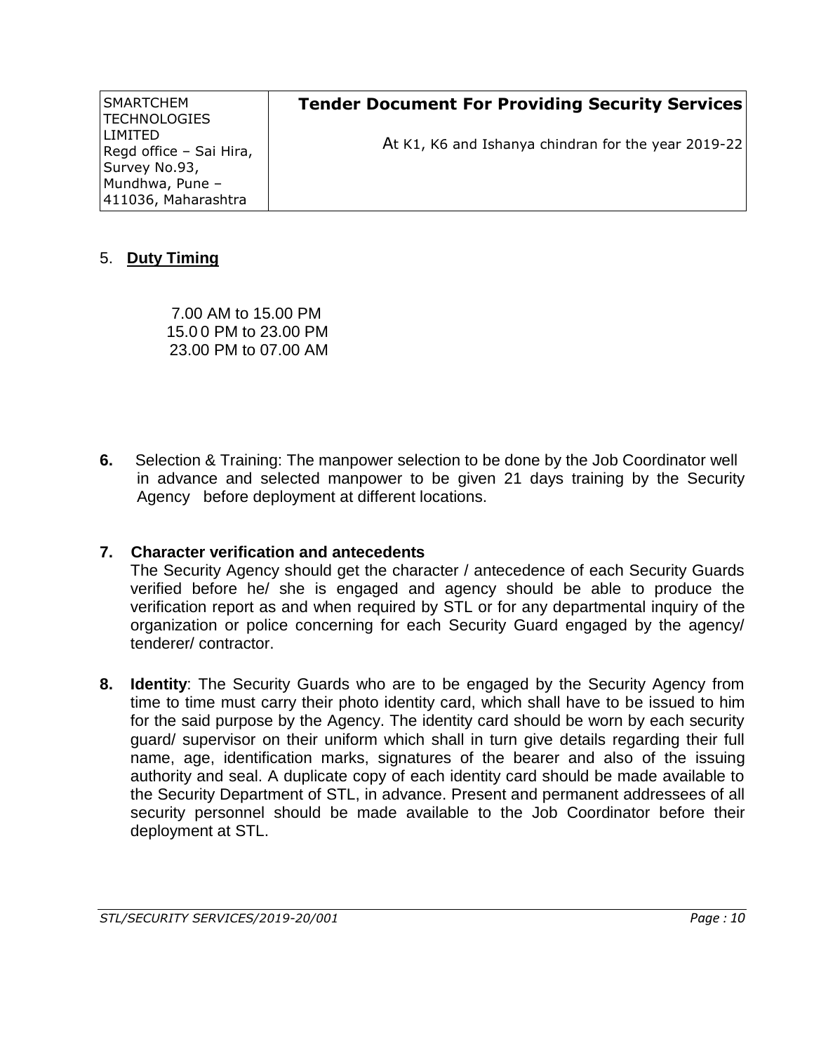5. **Duty Timing**

7.00 AM to 15.00 PM
15.0 0 PM to 23.00 PM
23.00 PM to 07.00 AM

**6.** Selection & Training: The manpower selection to be done by the Job Coordinator well in advance and selected manpower to be given 21 days training by the Security Agency before deployment at different locations.

**7. Character verification and antecedents**

The Security Agency should get the character / antecedence of each Security Guards verified before he/ she is engaged and agency should be able to produce the verification report as and when required by STL or for any departmental inquiry of the organization or police concerning for each Security Guard engaged by the agency/ tenderer/ contractor.

**8. Identity**: The Security Guards who are to be engaged by the Security Agency from time to time must carry their photo identity card, which shall have to be issued to him for the said purpose by the Agency. The identity card should be worn by each security guard/ supervisor on their uniform which shall in turn give details regarding their full name, age, identification marks, signatures of the bearer and also of the issuing authority and seal. A duplicate copy of each identity card should be made available to the Security Department of STL, in advance. Present and permanent addressees of all security personnel should be made available to the Job Coordinator before their deployment at STL.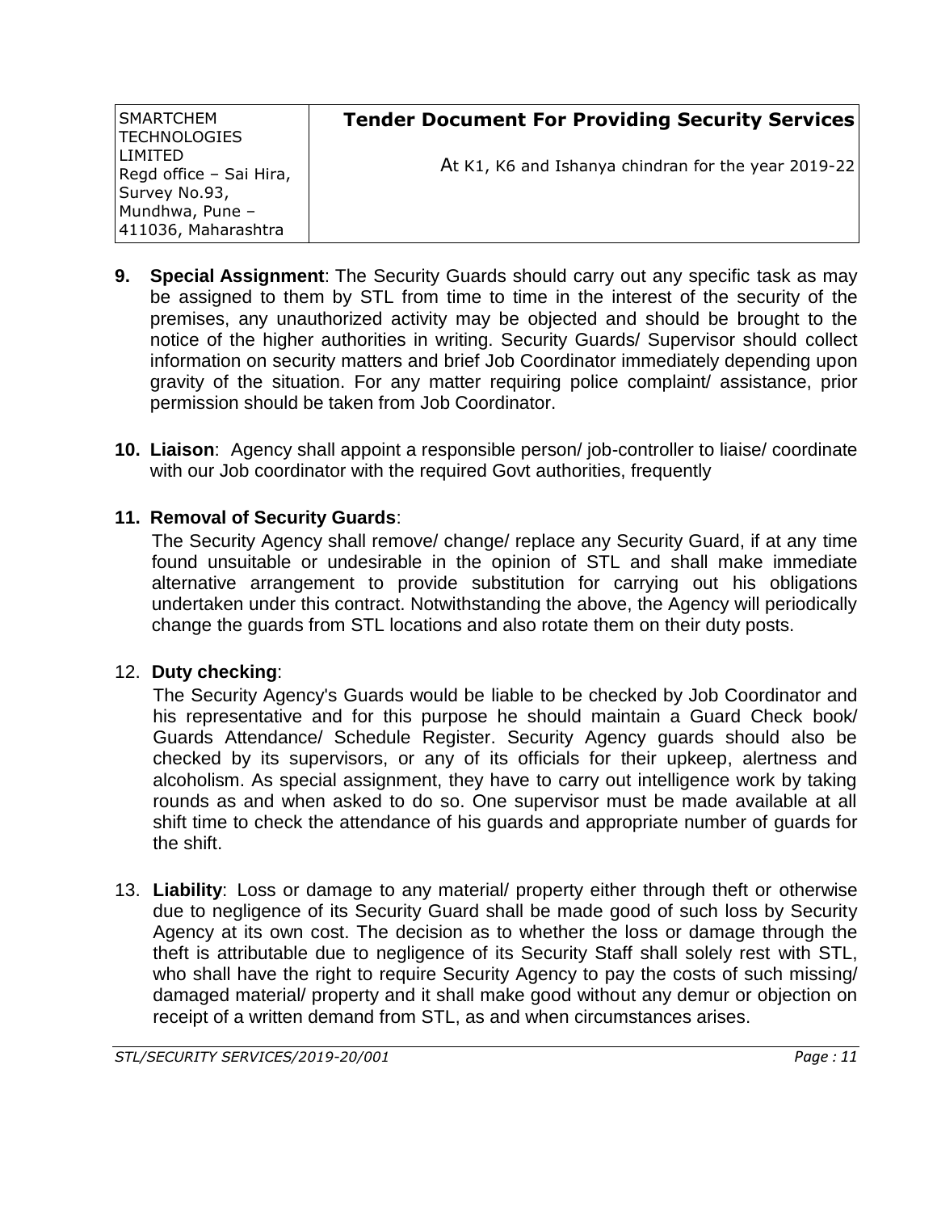**9. Special Assignment**: The Security Guards should carry out any specific task as may be assigned to them by STL from time to time in the interest of the security of the premises, any unauthorized activity may be objected and should be brought to the notice of the higher authorities in writing. Security Guards/ Supervisor should collect information on security matters and brief Job Coordinator immediately depending upon gravity of the situation. For any matter requiring police complaint/ assistance, prior permission should be taken from Job Coordinator.

**10. Liaison**: Agency shall appoint a responsible person/ job-controller to liaise/ coordinate with our Job coordinator with the required Govt authorities, frequently

**11. Removal of Security Guards**:

The Security Agency shall remove/ change/ replace any Security Guard, if at any time found unsuitable or undesirable in the opinion of STL and shall make immediate alternative arrangement to provide substitution for carrying out his obligations undertaken under this contract. Notwithstanding the above, the Agency will periodically change the guards from STL locations and also rotate them on their duty posts.

12. **Duty checking**:

The Security Agency's Guards would be liable to be checked by Job Coordinator and his representative and for this purpose he should maintain a Guard Check book/ Guards Attendance/ Schedule Register. Security Agency guards should also be checked by its supervisors, or any of its officials for their upkeep, alertness and alcoholism. As special assignment, they have to carry out intelligence work by taking rounds as and when asked to do so. One supervisor must be made available at all shift time to check the attendance of his guards and appropriate number of guards for the shift.

13. **Liability**: Loss or damage to any material/ property either through theft or otherwise due to negligence of its Security Guard shall be made good of such loss by Security Agency at its own cost. The decision as to whether the loss or damage through the theft is attributable due to negligence of its Security Staff shall solely rest with STL, who shall have the right to require Security Agency to pay the costs of such missing/ damaged material/ property and it shall make good without any demur or objection on receipt of a written demand from STL, as and when circumstances arises.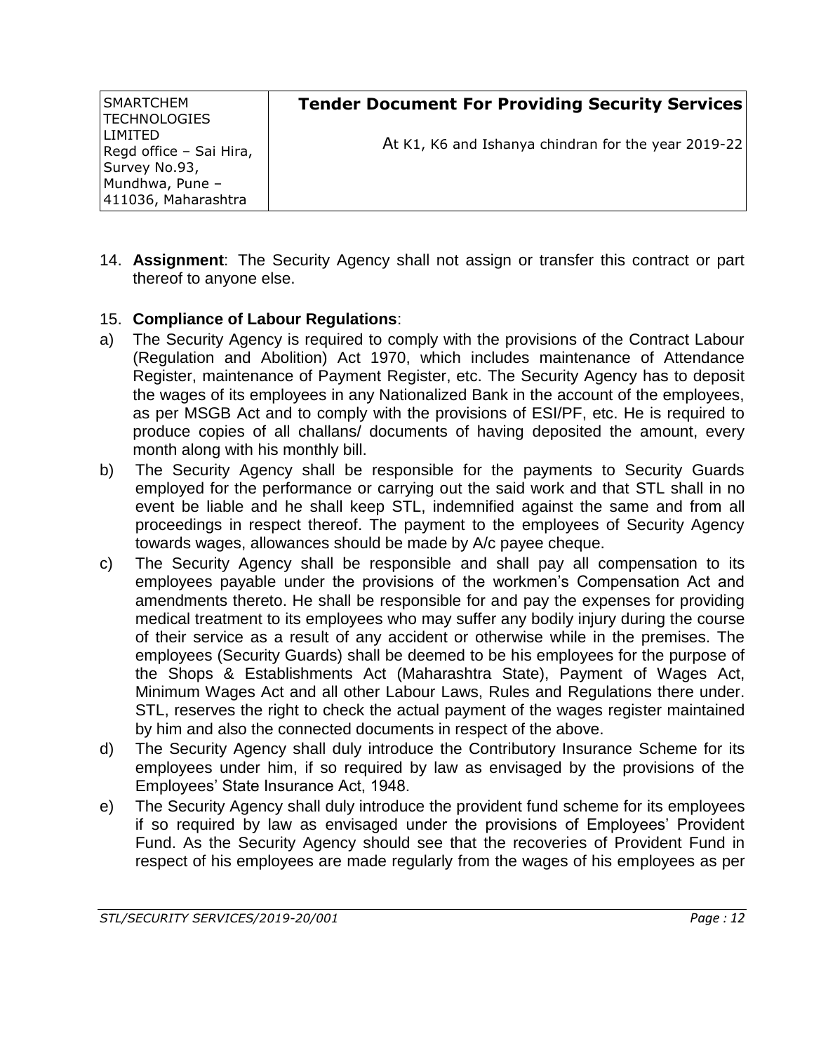14. **Assignment**: The Security Agency shall not assign or transfer this contract or part thereof to anyone else.

15. **Compliance of Labour Regulations**:

a) The Security Agency is required to comply with the provisions of the Contract Labour (Regulation and Abolition) Act 1970, which includes maintenance of Attendance Register, maintenance of Payment Register, etc. The Security Agency has to deposit the wages of its employees in any Nationalized Bank in the account of the employees, as per MSGB Act and to comply with the provisions of ESI/PF, etc. He is required to produce copies of all challans/ documents of having deposited the amount, every month along with his monthly bill.

b) The Security Agency shall be responsible for the payments to Security Guards employed for the performance or carrying out the said work and that STL shall in no event be liable and he shall keep STL, indemnified against the same and from all proceedings in respect thereof. The payment to the employees of Security Agency towards wages, allowances should be made by A/c payee cheque.

c) The Security Agency shall be responsible and shall pay all compensation to its employees payable under the provisions of the workmen's Compensation Act and amendments thereto. He shall be responsible for and pay the expenses for providing medical treatment to its employees who may suffer any bodily injury during the course of their service as a result of any accident or otherwise while in the premises. The employees (Security Guards) shall be deemed to be his employees for the purpose of the Shops & Establishments Act (Maharashtra State), Payment of Wages Act, Minimum Wages Act and all other Labour Laws, Rules and Regulations there under. STL, reserves the right to check the actual payment of the wages register maintained by him and also the connected documents in respect of the above.

d) The Security Agency shall duly introduce the Contributory Insurance Scheme for its employees under him, if so required by law as envisaged by the provisions of the Employees' State Insurance Act, 1948.

e) The Security Agency shall duly introduce the provident fund scheme for its employees if so required by law as envisaged under the provisions of Employees' Provident Fund. As the Security Agency should see that the recoveries of Provident Fund in respect of his employees are made regularly from the wages of his employees as per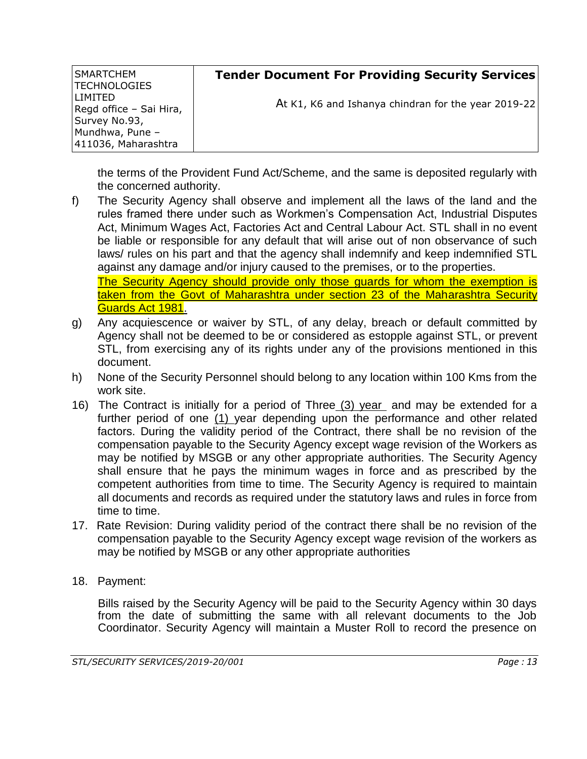the terms of the Provident Fund Act/Scheme, and the same is deposited regularly with the concerned authority.

f) The Security Agency shall observe and implement all the laws of the land and the rules framed there under such as Workmen's Compensation Act, Industrial Disputes Act, Minimum Wages Act, Factories Act and Central Labour Act. STL shall in no event be liable or responsible for any default that will arise out of non observance of such laws/ rules on his part and that the agency shall indemnify and keep indemnified STL against any damage and/or injury caused to the premises, or to the properties.

   The Security Agency should provide only those guards for whom the exemption is taken from the Govt of Maharashtra under section 23 of the Maharashtra Security Guards Act 1981.

g) Any acquiescence or waiver by STL, of any delay, breach or default committed by Agency shall not be deemed to be or considered as estopple against STL, or prevent STL, from exercising any of its rights under any of the provisions mentioned in this document.

h) None of the Security Personnel should belong to any location within 100 Kms from the work site.

16) The Contract is initially for a period of Three (3) year and may be extended for a further period of one (1) year depending upon the performance and other related factors. During the validity period of the Contract, there shall be no revision of the compensation payable to the Security Agency except wage revision of the Workers as may be notified by MSGB or any other appropriate authorities. The Security Agency shall ensure that he pays the minimum wages in force and as prescribed by the competent authorities from time to time. The Security Agency is required to maintain all documents and records as required under the statutory laws and rules in force from time to time.

17. Rate Revision: During validity period of the contract there shall be no revision of the compensation payable to the Security Agency except wage revision of the workers as may be notified by MSGB or any other appropriate authorities

18. Payment:

    Bills raised by the Security Agency will be paid to the Security Agency within 30 days from the date of submitting the same with all relevant documents to the Job Coordinator. Security Agency will maintain a Muster Roll to record the presence on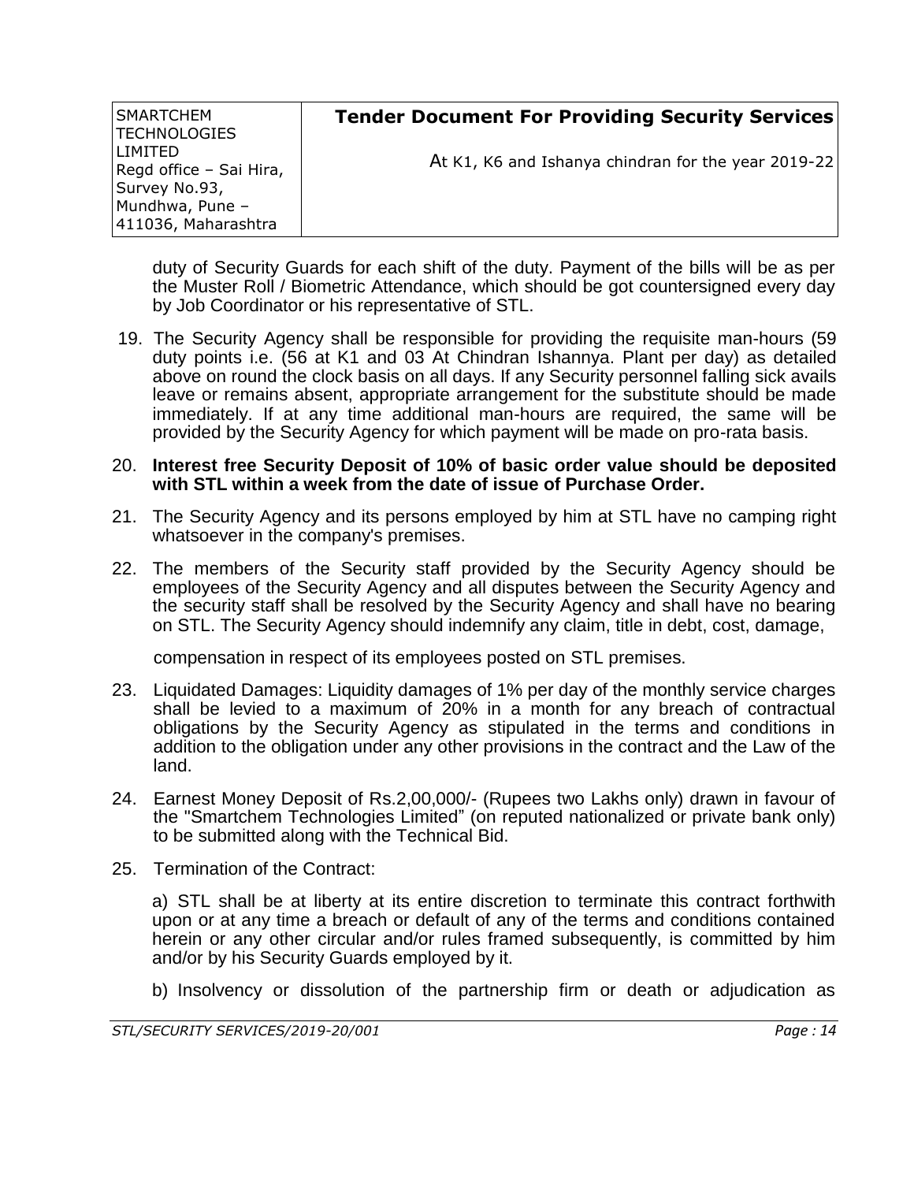duty of Security Guards for each shift of the duty. Payment of the bills will be as per the Muster Roll / Biometric Attendance, which should be got countersigned every day by Job Coordinator or his representative of STL.

19. The Security Agency shall be responsible for providing the requisite man-hours (59 duty points i.e. (56 at K1 and 03 At Chindran Ishannya. Plant per day) as detailed above on round the clock basis on all days. If any Security personnel falling sick avails leave or remains absent, appropriate arrangement for the substitute should be made immediately. If at any time additional man-hours are required, the same will be provided by the Security Agency for which payment will be made on pro-rata basis.

20. **Interest free Security Deposit of 10% of basic order value should be deposited with STL within a week from the date of issue of Purchase Order.**

21. The Security Agency and its persons employed by him at STL have no camping right whatsoever in the company's premises.

22. The members of the Security staff provided by the Security Agency should be employees of the Security Agency and all disputes between the Security Agency and the security staff shall be resolved by the Security Agency and shall have no bearing on STL. The Security Agency should indemnify any claim, title in debt, cost, damage,

    compensation in respect of its employees posted on STL premises.

23. Liquidated Damages: Liquidity damages of 1% per day of the monthly service charges shall be levied to a maximum of 20% in a month for any breach of contractual obligations by the Security Agency as stipulated in the terms and conditions in addition to the obligation under any other provisions in the contract and the Law of the land.

24. Earnest Money Deposit of Rs.2,00,000/- (Rupees two Lakhs only) drawn in favour of the "Smartchem Technologies Limited" (on reputed nationalized or private bank only) to be submitted along with the Technical Bid.

25. Termination of the Contract:

    a) STL shall be at liberty at its entire discretion to terminate this contract forthwith upon or at any time a breach or default of any of the terms and conditions contained herein or any other circular and/or rules framed subsequently, is committed by him and/or by his Security Guards employed by it.

    b) Insolvency or dissolution of the partnership firm or death or adjudication as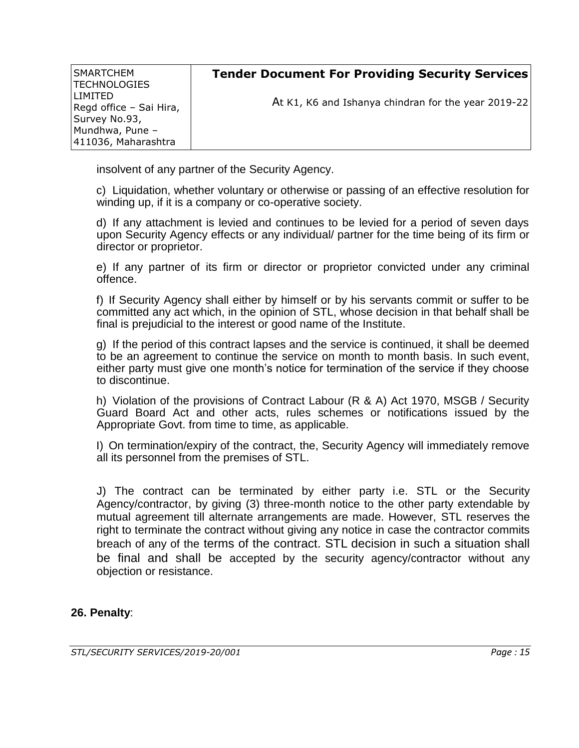insolvent of any partner of the Security Agency.

c) Liquidation, whether voluntary or otherwise or passing of an effective resolution for winding up, if it is a company or co-operative society.

d) If any attachment is levied and continues to be levied for a period of seven days upon Security Agency effects or any individual/ partner for the time being of its firm or director or proprietor.

e) If any partner of its firm or director or proprietor convicted under any criminal offence.

f) If Security Agency shall either by himself or by his servants commit or suffer to be committed any act which, in the opinion of STL, whose decision in that behalf shall be final is prejudicial to the interest or good name of the Institute.

g) If the period of this contract lapses and the service is continued, it shall be deemed to be an agreement to continue the service on month to month basis. In such event, either party must give one month's notice for termination of the service if they choose to discontinue.

h) Violation of the provisions of Contract Labour (R & A) Act 1970, MSGB / Security Guard Board Act and other acts, rules schemes or notifications issued by the Appropriate Govt. from time to time, as applicable.

I) On termination/expiry of the contract, the, Security Agency will immediately remove all its personnel from the premises of STL.

J) The contract can be terminated by either party i.e. STL or the Security Agency/contractor, by giving (3) three-month notice to the other party extendable by mutual agreement till alternate arrangements are made. However, STL reserves the right to terminate the contract without giving any notice in case the contractor commits breach of any of the terms of the contract. STL decision in such a situation shall be final and shall be accepted by the security agency/contractor without any objection or resistance.

**26. Penalty**: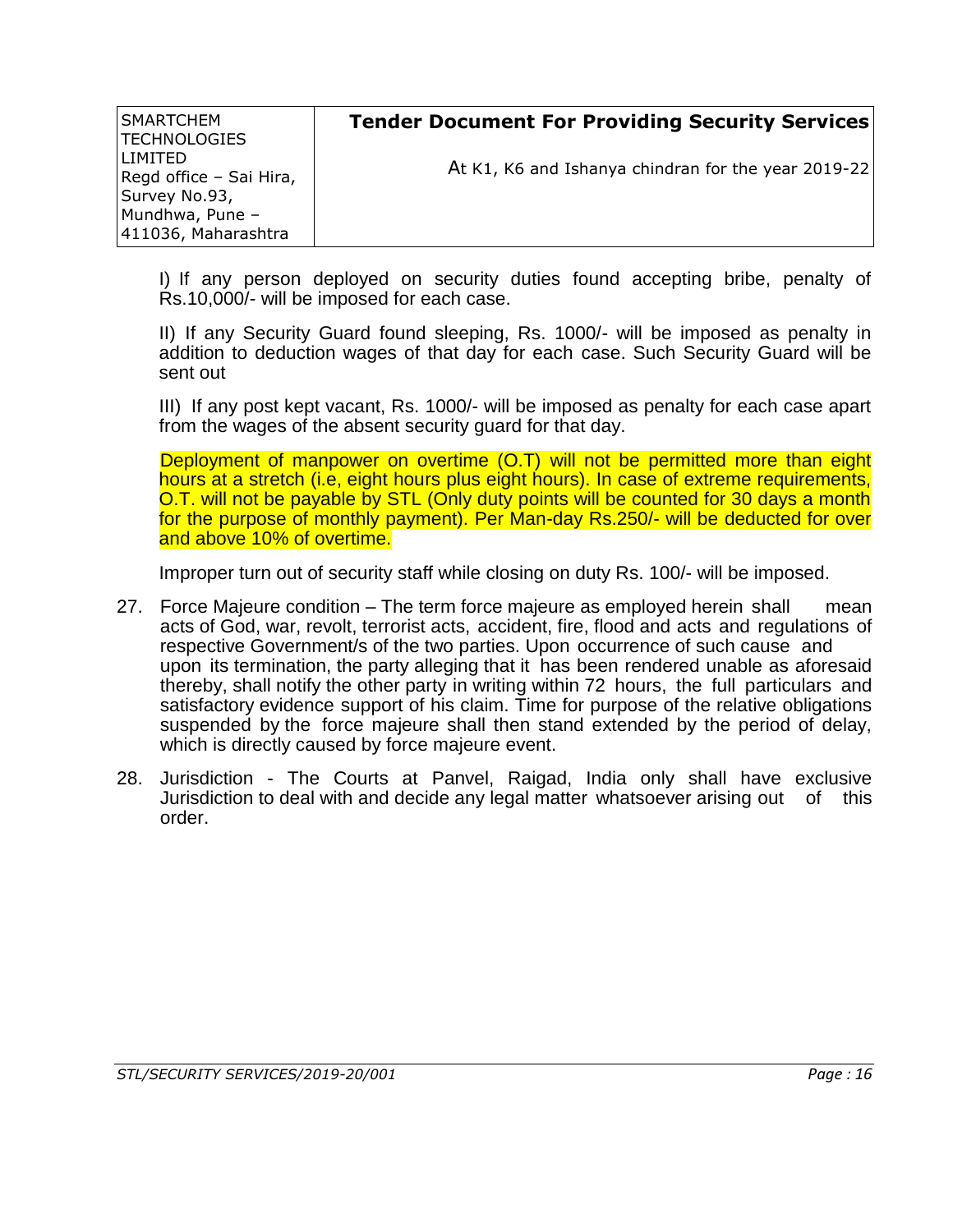I) If any person deployed on security duties found accepting bribe, penalty of Rs.10,000/- will be imposed for each case.

II) If any Security Guard found sleeping, Rs. 1000/- will be imposed as penalty in addition to deduction wages of that day for each case. Such Security Guard will be sent out

III) If any post kept vacant, Rs. 1000/- will be imposed as penalty for each case apart from the wages of the absent security guard for that day.

Deployment of manpower on overtime (O.T) will not be permitted more than eight hours at a stretch (i.e, eight hours plus eight hours). In case of extreme requirements, O.T. will not be payable by STL (Only duty points will be counted for 30 days a month for the purpose of monthly payment). Per Man-day Rs.250/- will be deducted for over and above 10% of overtime.

Improper turn out of security staff while closing on duty Rs. 100/- will be imposed.

27. Force Majeure condition – The term force majeure as employed herein shall mean acts of God, war, revolt, terrorist acts, accident, fire, flood and acts and regulations of respective Government/s of the two parties. Upon occurrence of such cause and upon its termination, the party alleging that it has been rendered unable as aforesaid thereby, shall notify the other party in writing within 72 hours, the full particulars and satisfactory evidence support of his claim. Time for purpose of the relative obligations suspended by the force majeure shall then stand extended by the period of delay, which is directly caused by force majeure event.

28. Jurisdiction - The Courts at Panvel, Raigad, India only shall have exclusive Jurisdiction to deal with and decide any legal matter whatsoever arising out of this order.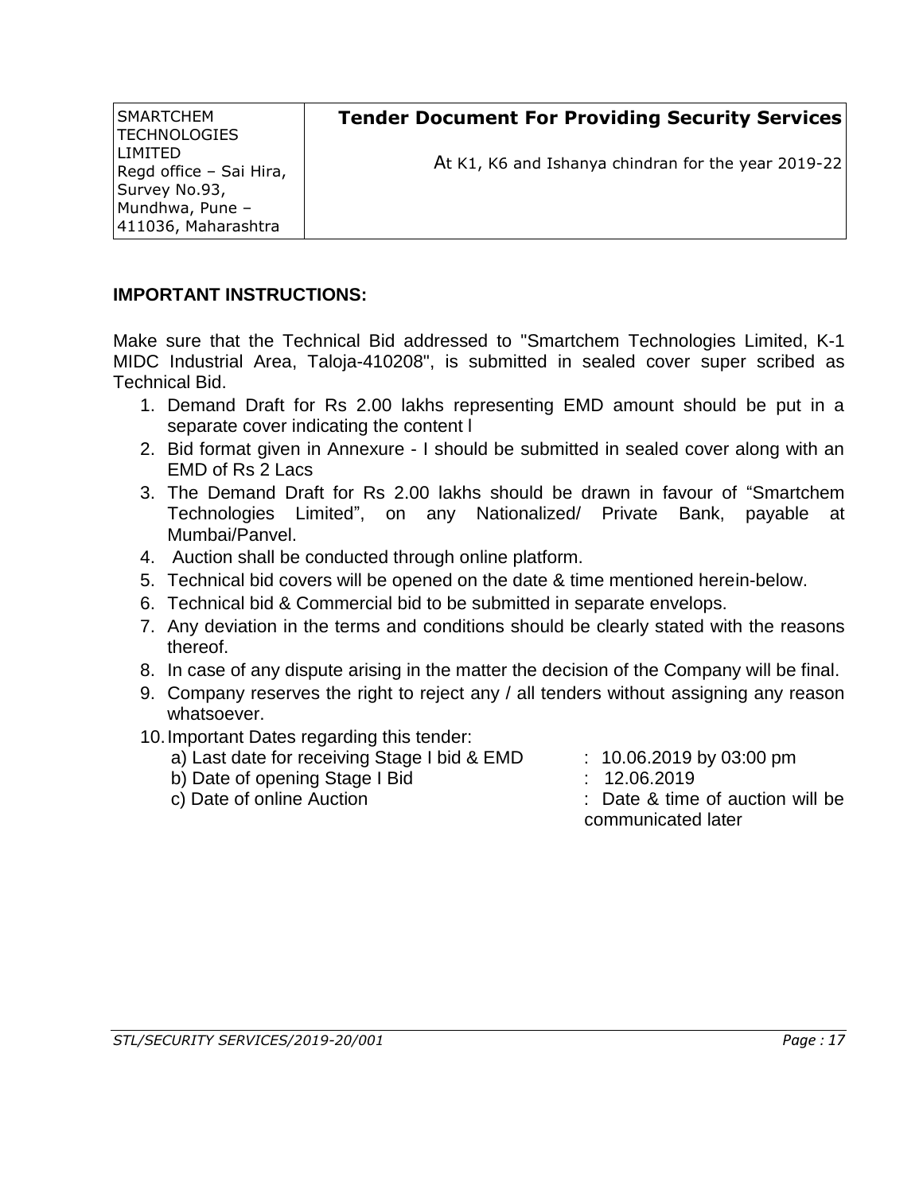| SMARTCHEM TECHNOLOGIES LIMITED Regd office – Sai Hira, Survey No.93, Mundhwa, Pune – 411036, Maharashtra | **Tender Document For Providing Security Services** At K1, K6 and Ishanya chindran for the year 2019-22 |
|---|---|

**IMPORTANT INSTRUCTIONS:**

Make sure that the Technical Bid addressed to "Smartchem Technologies Limited, K-1 MIDC Industrial Area, Taloja-410208", is submitted in sealed cover super scribed as Technical Bid.

1. Demand Draft for Rs 2.00 lakhs representing EMD amount should be put in a separate cover indicating the content l
2. Bid format given in Annexure - I should be submitted in sealed cover along with an EMD of Rs 2 Lacs
3. The Demand Draft for Rs 2.00 lakhs should be drawn in favour of "Smartchem Technologies Limited", on any Nationalized/ Private Bank, payable at Mumbai/Panvel.
4. Auction shall be conducted through online platform.
5. Technical bid covers will be opened on the date & time mentioned herein-below.
6. Technical bid & Commercial bid to be submitted in separate envelops.
7. Any deviation in the terms and conditions should be clearly stated with the reasons thereof.
8. In case of any dispute arising in the matter the decision of the Company will be final.
9. Company reserves the right to reject any / all tenders without assigning any reason whatsoever.
10. Important Dates regarding this tender:
    a) Last date for receiving Stage I bid & EMD : 10.06.2019 by 03:00 pm
    b) Date of opening Stage I Bid : 12.06.2019
    c) Date of online Auction : Date & time of auction will be communicated later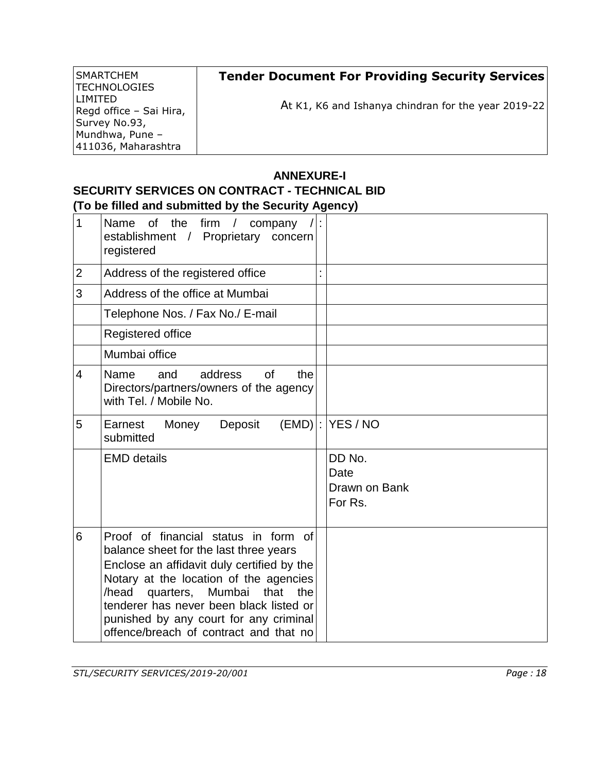## ANNEXURE-I

### SECURITY SERVICES ON CONTRACT - TECHNICAL BID

**(To be filled and submitted by the Security Agency)**

| | | | |
|---|---|---|---|
| 1 | Name of the firm / company / establishment / Proprietary concern registered | : | |
| 2 | Address of the registered office | : | |
| 3 | Address of the office at Mumbai | | |
| | Telephone Nos. / Fax No./ E-mail | | |
| | Registered office | | |
| | Mumbai office | | |
| 4 | Name and address of the Directors/partners/owners of the agency with Tel. / Mobile No. | | |
| 5 | Earnest Money Deposit (EMD) submitted | : | YES / NO |
| | EMD details | | DD No.<br>Date<br>Drawn on Bank<br>For Rs. |
| 6 | Proof of financial status in form of balance sheet for the last three years<br>Enclose an affidavit duly certified by the Notary at the location of the agencies /head quarters, Mumbai that the tenderer has never been black listed or punished by any court for any criminal offence/breach of contract and that no | | |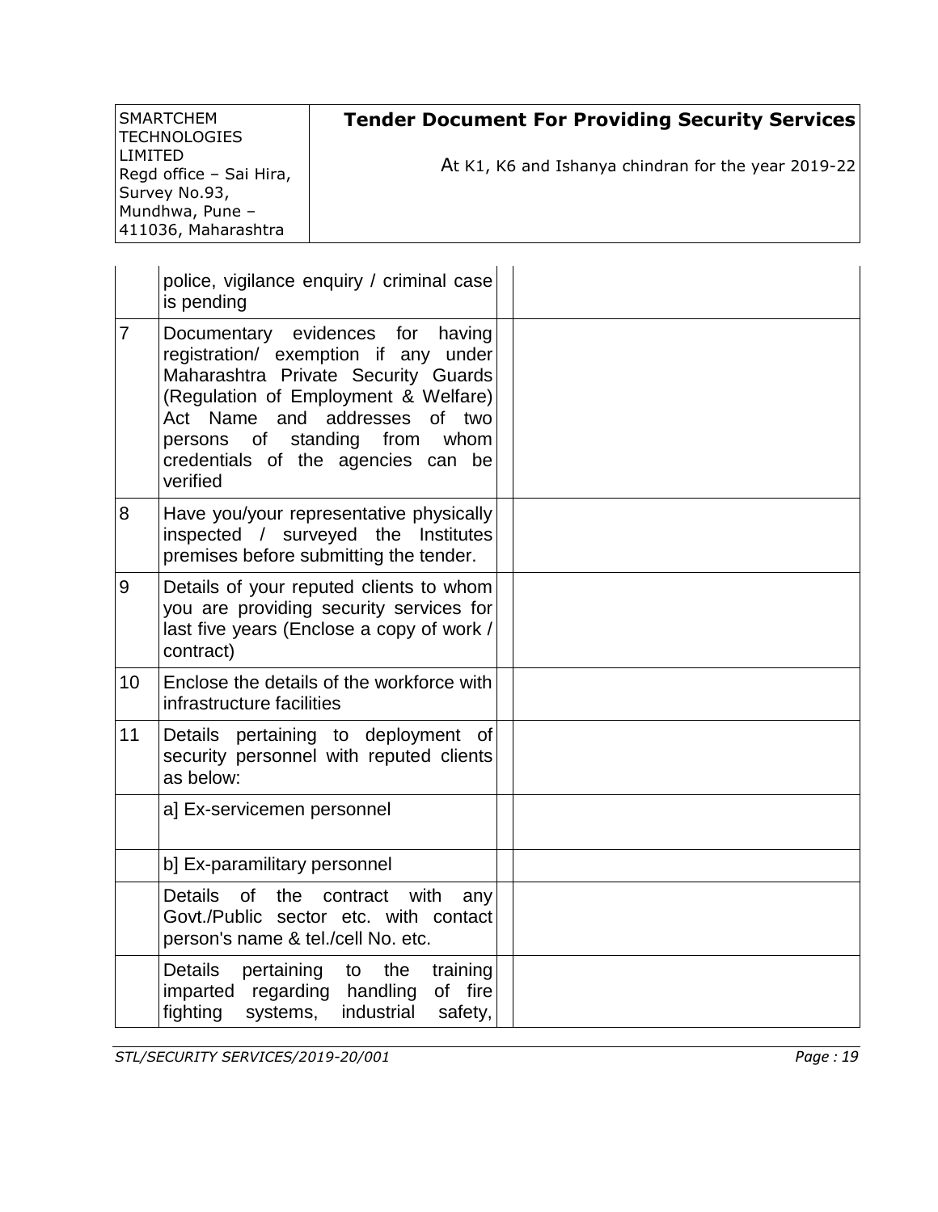|  |  |  |  |
|---|---|---|---|
|  | police, vigilance enquiry / criminal case is pending |  |  |
| 7 | Documentary evidences for having registration/ exemption if any under Maharashtra Private Security Guards (Regulation of Employment & Welfare) Act Name and addresses of two persons of standing from whom credentials of the agencies can be verified |  |  |
| 8 | Have you/your representative physically inspected / surveyed the Institutes premises before submitting the tender. |  |  |
| 9 | Details of your reputed clients to whom you are providing security services for last five years (Enclose a copy of work / contract) |  |  |
| 10 | Enclose the details of the workforce with infrastructure facilities |  |  |
| 11 | Details pertaining to deployment of security personnel with reputed clients as below: |  |  |
|  | a] Ex-servicemen personnel |  |  |
|  | b] Ex-paramilitary personnel |  |  |
|  | Details of the contract with any Govt./Public sector etc. with contact person's name & tel./cell No. etc. |  |  |
|  | Details pertaining to the training imparted regarding handling of fire fighting systems, industrial safety, |  |  |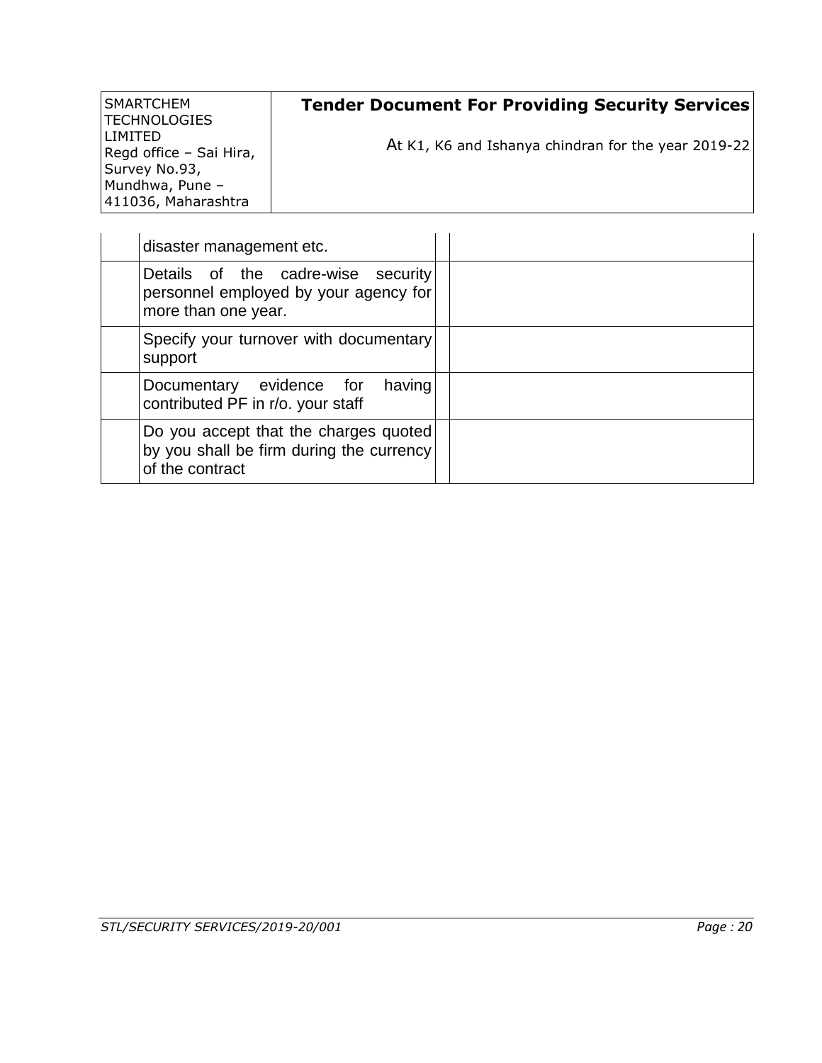| | | | |
|---|---|---|---|
| | disaster management etc. | | |
| | Details of the cadre-wise security personnel employed by your agency for more than one year. | | |
| | Specify your turnover with documentary support | | |
| | Documentary evidence for having contributed PF in r/o. your staff | | |
| | Do you accept that the charges quoted by you shall be firm during the currency of the contract | | |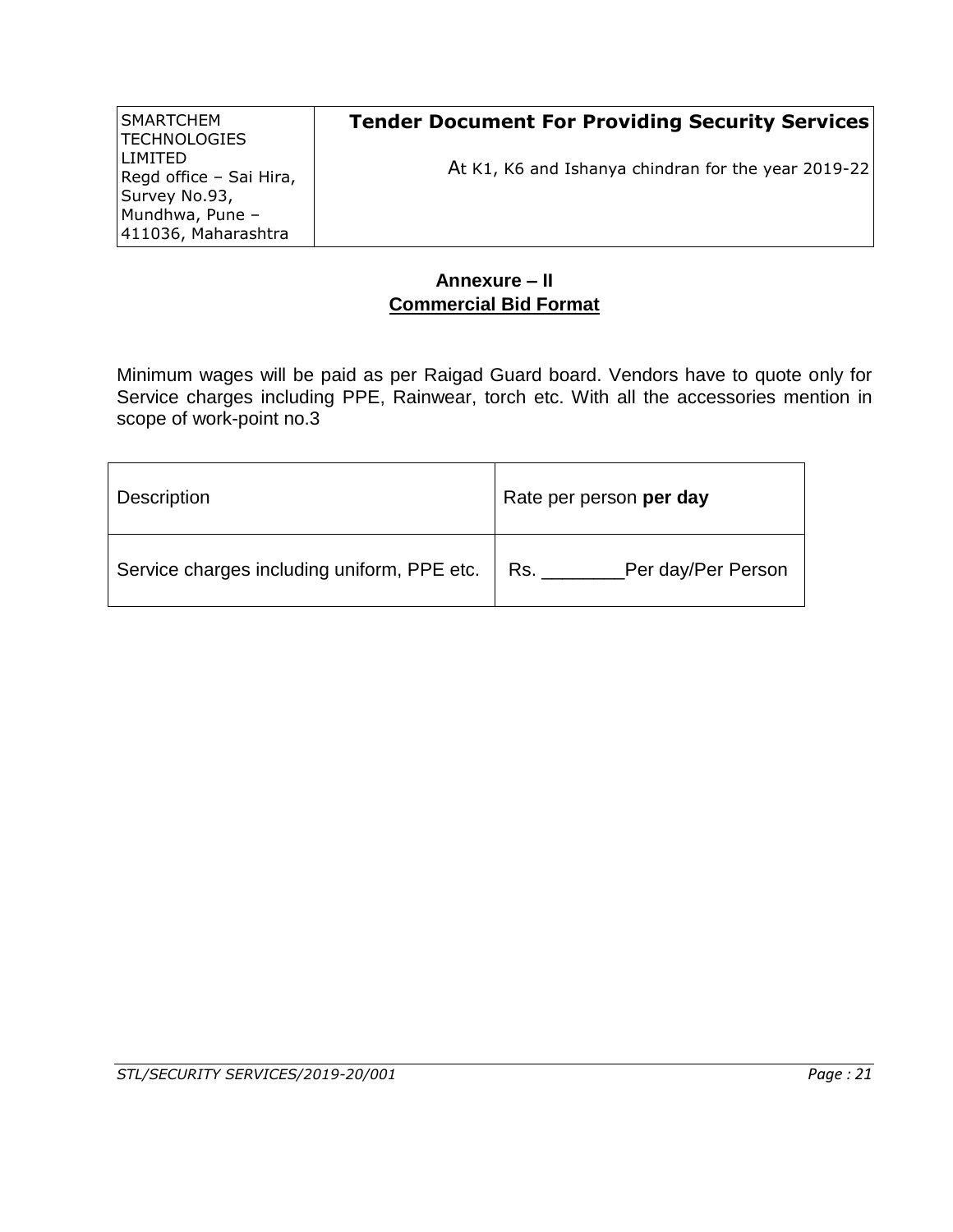## Annexure – II

## Commercial Bid Format

Minimum wages will be paid as per Raigad Guard board. Vendors have to quote only for Service charges including PPE, Rainwear, torch etc. With all the accessories mention in scope of work-point no.3

| Description | Rate per person **per day** |
|---|---|
| Service charges including uniform, PPE etc. | Rs. ________Per day/Per Person |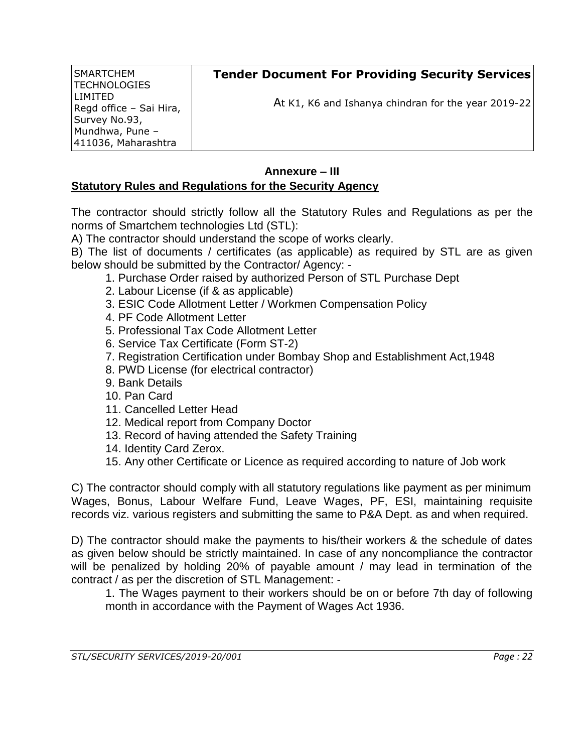## Annexure – III

**Statutory Rules and Regulations for the Security Agency**

The contractor should strictly follow all the Statutory Rules and Regulations as per the norms of Smartchem technologies Ltd (STL):

A) The contractor should understand the scope of works clearly.

B) The list of documents / certificates (as applicable) as required by STL are as given below should be submitted by the Contractor/ Agency: -

1. Purchase Order raised by authorized Person of STL Purchase Dept
2. Labour License (if & as applicable)
3. ESIC Code Allotment Letter / Workmen Compensation Policy
4. PF Code Allotment Letter
5. Professional Tax Code Allotment Letter
6. Service Tax Certificate (Form ST-2)
7. Registration Certification under Bombay Shop and Establishment Act,1948
8. PWD License (for electrical contractor)
9. Bank Details
10. Pan Card
11. Cancelled Letter Head
12. Medical report from Company Doctor
13. Record of having attended the Safety Training
14. Identity Card Zerox.
15. Any other Certificate or Licence as required according to nature of Job work

C) The contractor should comply with all statutory regulations like payment as per minimum Wages, Bonus, Labour Welfare Fund, Leave Wages, PF, ESI, maintaining requisite records viz. various registers and submitting the same to P&A Dept. as and when required.

D) The contractor should make the payments to his/their workers & the schedule of dates as given below should be strictly maintained. In case of any noncompliance the contractor will be penalized by holding 20% of payable amount / may lead in termination of the contract / as per the discretion of STL Management: -

1. The Wages payment to their workers should be on or before 7th day of following month in accordance with the Payment of Wages Act 1936.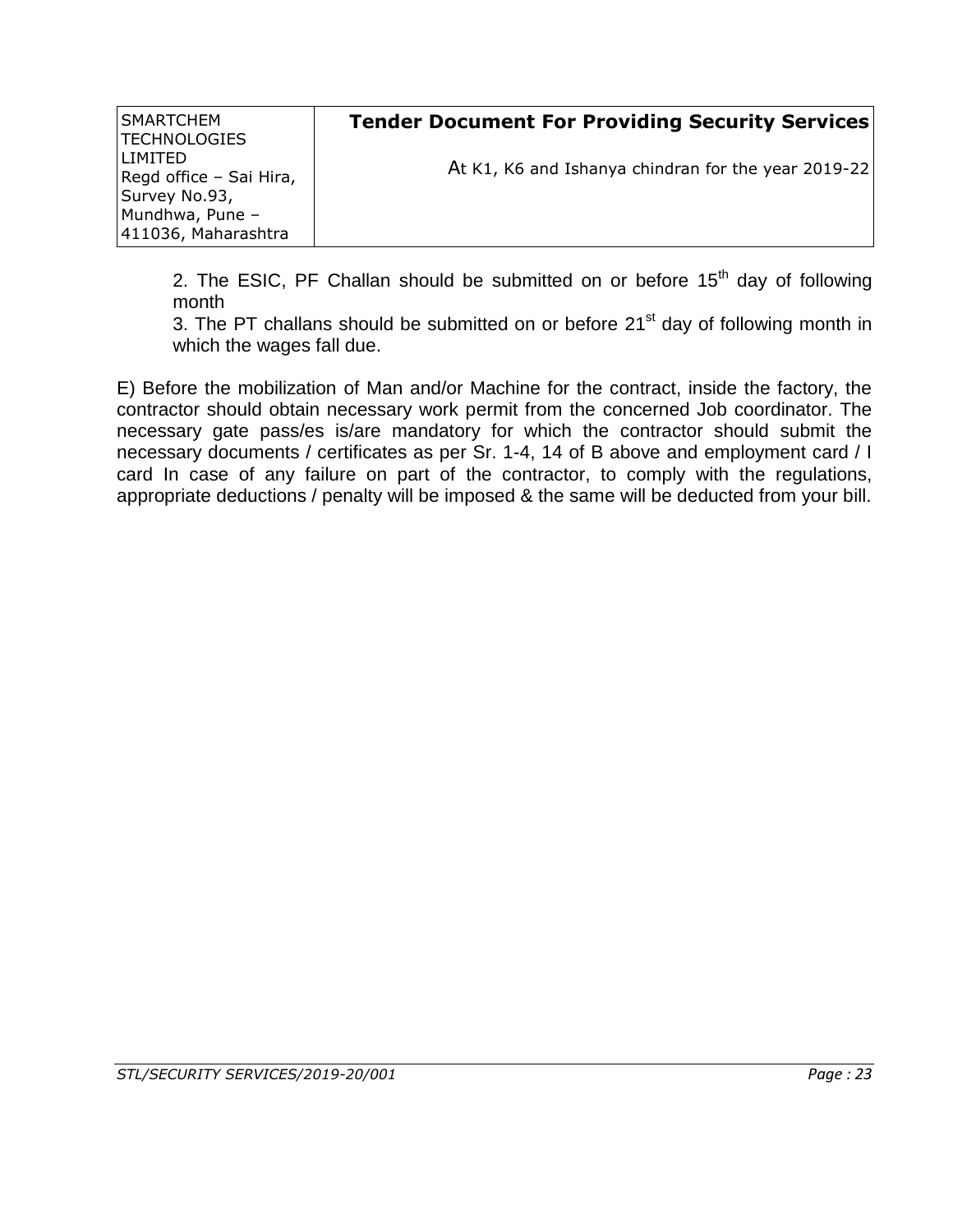2. The ESIC, PF Challan should be submitted on or before 15th day of following month

3. The PT challans should be submitted on or before 21st day of following month in which the wages fall due.

E) Before the mobilization of Man and/or Machine for the contract, inside the factory, the contractor should obtain necessary work permit from the concerned Job coordinator. The necessary gate pass/es is/are mandatory for which the contractor should submit the necessary documents / certificates as per Sr. 1-4, 14 of B above and employment card / I card In case of any failure on part of the contractor, to comply with the regulations, appropriate deductions / penalty will be imposed & the same will be deducted from your bill.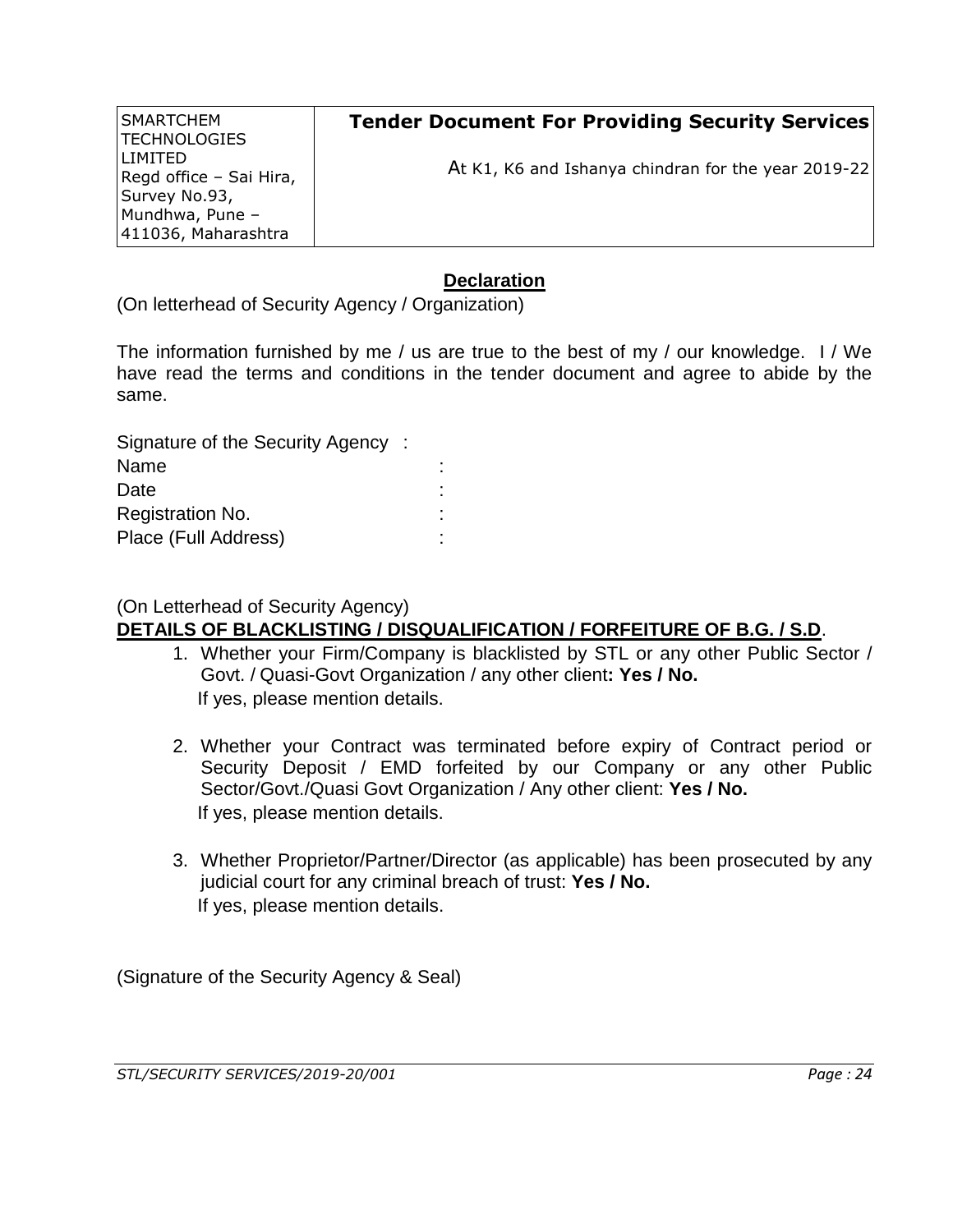## Declaration

(On letterhead of Security Agency / Organization)

The information furnished by me / us are true to the best of my / our knowledge. I / We have read the terms and conditions in the tender document and agree to abide by the same.

Signature of the Security Agency :
Name :
Date :
Registration No. :
Place (Full Address) :

(On Letterhead of Security Agency)

**DETAILS OF BLACKLISTING / DISQUALIFICATION / FORFEITURE OF B.G. / S.D**.

1. Whether your Firm/Company is blacklisted by STL or any other Public Sector / Govt. / Quasi-Govt Organization / any other client**: Yes / No.**
   If yes, please mention details.

2. Whether your Contract was terminated before expiry of Contract period or Security Deposit / EMD forfeited by our Company or any other Public Sector/Govt./Quasi Govt Organization / Any other client: **Yes / No.**
   If yes, please mention details.

3. Whether Proprietor/Partner/Director (as applicable) has been prosecuted by any judicial court for any criminal breach of trust: **Yes / No.**
   If yes, please mention details.

(Signature of the Security Agency & Seal)